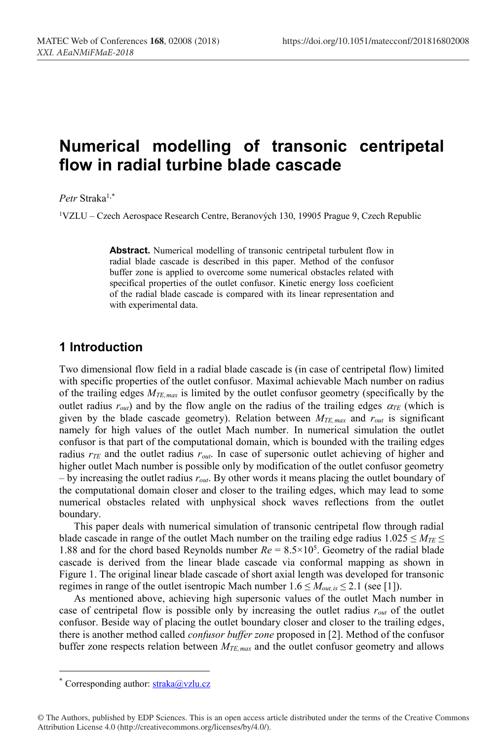# Numerical modelling of transonic centripetal flow in radial turbine blade cascade

*Petr* Straka[1,*]

[1]VZLU – Czech Aerospace Research Centre, Beranových 130, 19905 Prague 9, Czech Republic

**Abstract.** Numerical modelling of transonic centripetal turbulent flow in radial blade cascade is described in this paper. Method of the confusor buffer zone is applied to overcome some numerical obstacles related with specifical properties of the outlet confusor. Kinetic energy loss coeficient of the radial blade cascade is compared with its linear representation and with experimental data.

## 1 Introduction

Two dimensional flow field in a radial blade cascade is (in case of centripetal flow) limited with specific properties of the outlet confusor. Maximal achievable Mach number on radius of the trailing edges $M_{TE,max}$ is limited by the outlet confusor geometry (specifically by the outlet radius $r_{out}$) and by the flow angle on the radius of the trailing edges $\alpha_{TE}$ (which is given by the blade cascade geometry). Relation between $M_{TE,max}$ and $r_{out}$ is significant namely for high values of the outlet Mach number. In numerical simulation the outlet confusor is that part of the computational domain, which is bounded with the trailing edges radius $r_{TE}$ and the outlet radius $r_{out}$. In case of supersonic outlet achieving of higher and higher outlet Mach number is possible only by modification of the outlet confusor geometry – by increasing the outlet radius $r_{out}$. By other words it means placing the outlet boundary of the computational domain closer and closer to the trailing edges, which may lead to some numerical obstacles related with unphysical shock waves reflections from the outlet boundary.

This paper deals with numerical simulation of transonic centripetal flow through radial blade cascade in range of the outlet Mach number on the trailing edge radius $1.025 \leq M_{TE} \leq 1.88$ and for the chord based Reynolds number $Re = 8.5\times10^5$. Geometry of the radial blade cascade is derived from the linear blade cascade via conformal mapping as shown in Figure 1. The original linear blade cascade of short axial length was developed for transonic regimes in range of the outlet isentropic Mach number $1.6 \leq M_{out,is} \leq 2.1$ (see [1]).

As mentioned above, achieving high supersonic values of the outlet Mach number in case of centripetal flow is possible only by increasing the outlet radius $r_{out}$ of the outlet confusor. Beside way of placing the outlet boundary closer and closer to the trailing edges, there is another method called *confusor buffer zone* proposed in [2]. Method of the confusor buffer zone respects relation between $M_{TE,max}$ and the outlet confusor geometry and allows

---

[*] Corresponding author: straka@vzlu.cz

© The Authors, published by EDP Sciences. This is an open access article distributed under the terms of the Creative Commons Attribution License 4.0 (http://creativecommons.org/licenses/by/4.0/).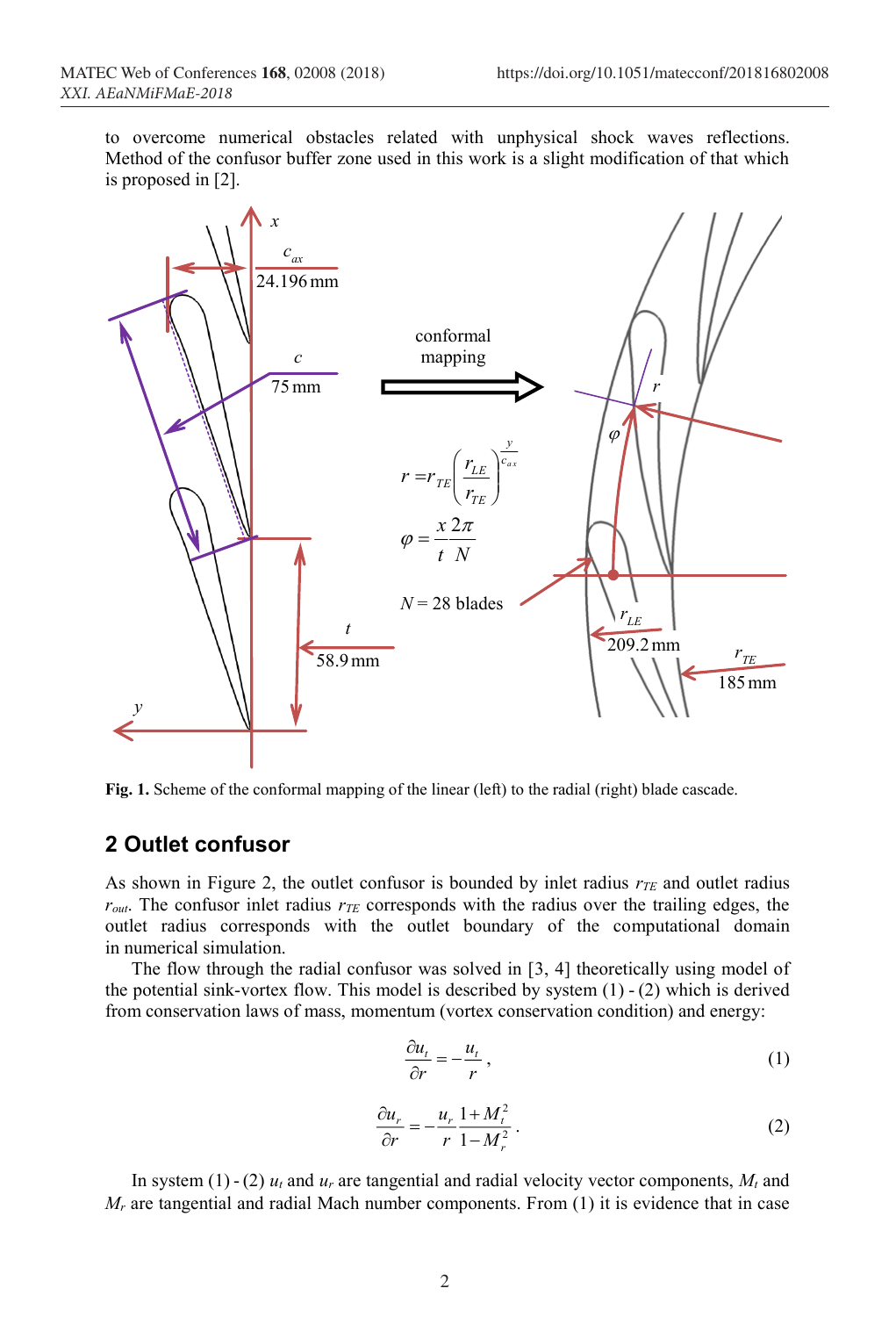to overcome numerical obstacles related with unphysical shock waves reflections. Method of the confusor buffer zone used in this work is a slight modification of that which is proposed in [2].

Fig. 1. Scheme of the conformal mapping of the linear (left) to the radial (right) blade cascade.

## 2 Outlet confusor

As shown in Figure 2, the outlet confusor is bounded by inlet radius $r_{TE}$ and outlet radius $r_{out}$. The confusor inlet radius $r_{TE}$ corresponds with the radius over the trailing edges, the outlet radius corresponds with the outlet boundary of the computational domain in numerical simulation.

The flow through the radial confusor was solved in [3, 4] theoretically using model of the potential sink-vortex flow. This model is described by system (1) - (2) which is derived from conservation laws of mass, momentum (vortex conservation condition) and energy:

$$\frac{\partial u_t}{\partial r} = -\frac{u_t}{r}, \tag{1}$$

$$\frac{\partial u_r}{\partial r} = -\frac{u_r}{r} \frac{1+M_t^2}{1-M_r^2}. \tag{2}$$

In system (1) - (2) $u_t$ and $u_r$ are tangential and radial velocity vector components, $M_t$ and $M_r$ are tangential and radial Mach number components. From (1) it is evidence that in case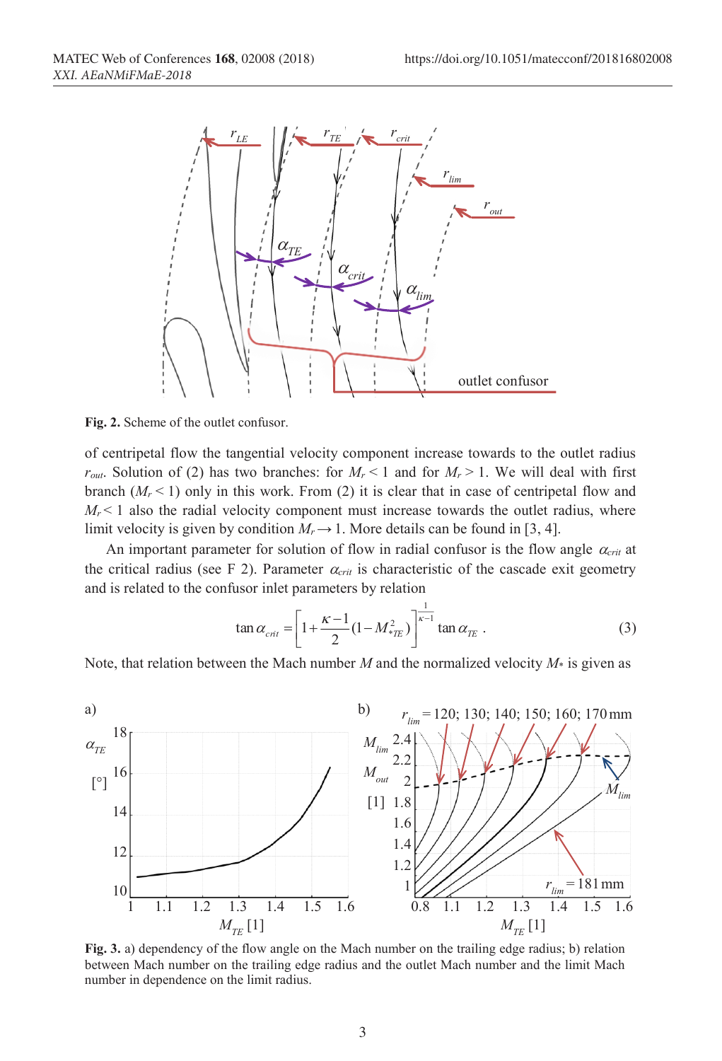**Fig. 2.** Scheme of the outlet confusor.

of centripetal flow the tangential velocity component increase towards to the outlet radius $r_{out}$. Solution of (2) has two branches: for $M_r < 1$ and for $M_r > 1$. We will deal with first branch ($M_r < 1$) only in this work. From (2) it is clear that in case of centripetal flow and $M_r < 1$ also the radial velocity component must increase towards the outlet radius, where limit velocity is given by condition $M_r \rightarrow 1$. More details can be found in [3, 4].

An important parameter for solution of flow in radial confusor is the flow angle $\alpha_{crit}$ at the critical radius (see F 2). Parameter $\alpha_{crit}$ is characteristic of the cascade exit geometry and is related to the confusor inlet parameters by relation

$$\tan \alpha_{crit} = \left[ 1 + \frac{\kappa - 1}{2} (1 - M_{*TE}^2) \right]^{\frac{1}{\kappa - 1}} \tan \alpha_{TE} \; . \tag{3}$$

Note, that relation between the Mach number $M$ and the normalized velocity $M_*$ is given as

**Fig. 3.** a) dependency of the flow angle on the Mach number on the trailing edge radius; b) relation between Mach number on the trailing edge radius and the outlet Mach number and the limit Mach number in dependence on the limit radius.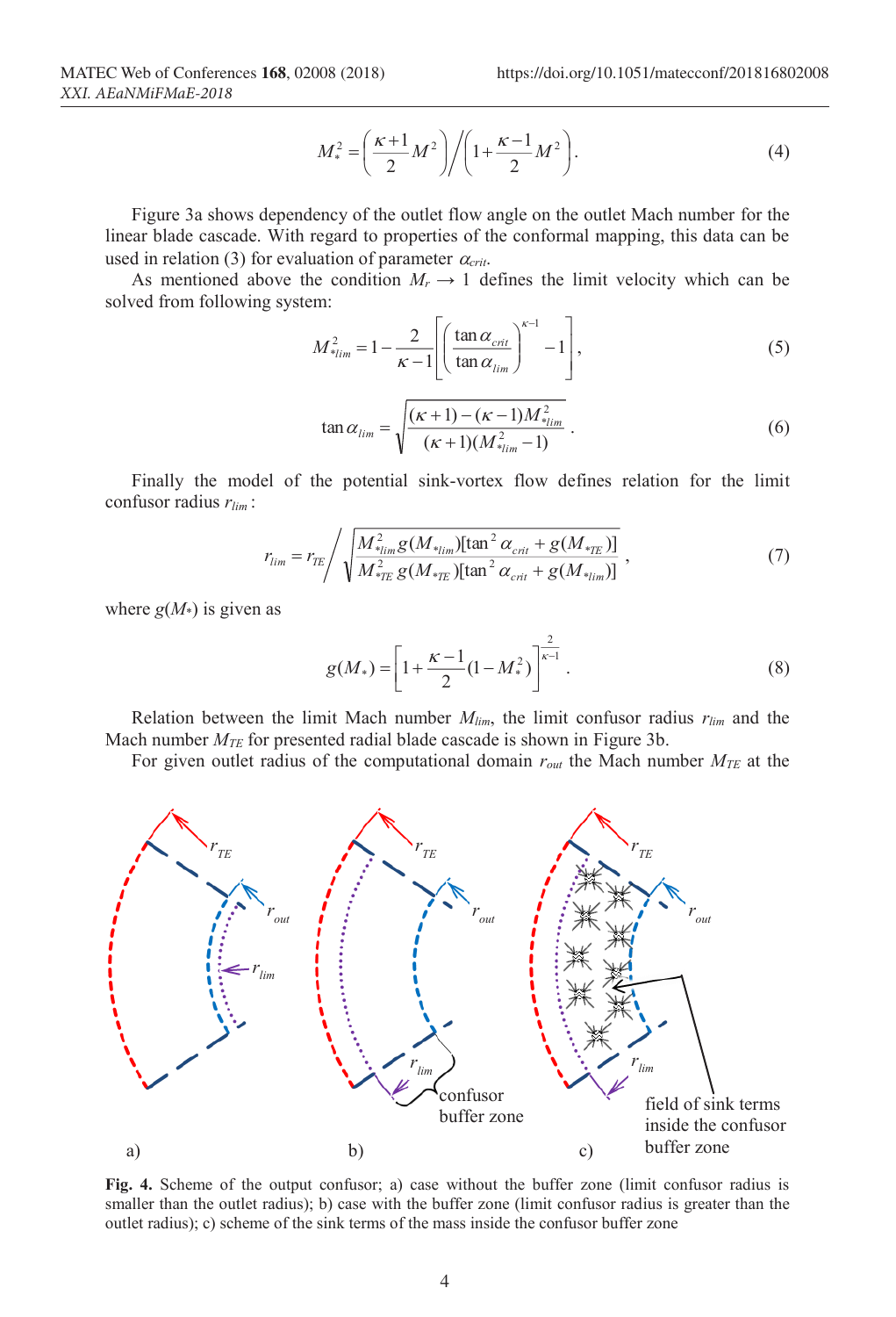$$M_*^2 = \left(\frac{\kappa+1}{2}M^2\right) \Big/ \left(1+\frac{\kappa-1}{2}M^2\right). \tag{4}$$

Figure 3a shows dependency of the outlet flow angle on the outlet Mach number for the linear blade cascade. With regard to properties of the conformal mapping, this data can be used in relation (3) for evaluation of parameter $\alpha_{crit}$.

As mentioned above the condition $M_r \to 1$ defines the limit velocity which can be solved from following system:

$$M_{*lim}^2 = 1 - \frac{2}{\kappa-1}\left[\left(\frac{\tan\alpha_{crit}}{\tan\alpha_{lim}}\right)^{\kappa-1} - 1\right], \tag{5}$$

$$\tan\alpha_{lim} = \sqrt{\frac{(\kappa+1)-(\kappa-1)M_{*lim}^2}{(\kappa+1)(M_{*lim}^2-1)}}\,. \tag{6}$$

Finally the model of the potential sink-vortex flow defines relation for the limit confusor radius $r_{lim}$:

$$r_{lim} = r_{TE} \Big/ \sqrt{\frac{M_{*lim}^2\, g(M_{*lim})[\tan^2\alpha_{crit} + g(M_{*TE})]}{M_{*TE}^2\, g(M_{*TE})[\tan^2\alpha_{crit} + g(M_{*lim})]}}\,, \tag{7}$$

where $g(M_*)$ is given as

$$g(M_*) = \left[1+\frac{\kappa-1}{2}(1-M_*^2)\right]^{\frac{2}{\kappa-1}}. \tag{8}$$

Relation between the limit Mach number $M_{lim}$, the limit confusor radius $r_{lim}$ and the Mach number $M_{TE}$ for presented radial blade cascade is shown in Figure 3b.

For given outlet radius of the computational domain $r_{out}$ the Mach number $M_{TE}$ at the

**Fig. 4.** Scheme of the output confusor; a) case without the buffer zone (limit confusor radius is smaller than the outlet radius); b) case with the buffer zone (limit confusor radius is greater than the outlet radius); c) scheme of the sink terms of the mass inside the confusor buffer zone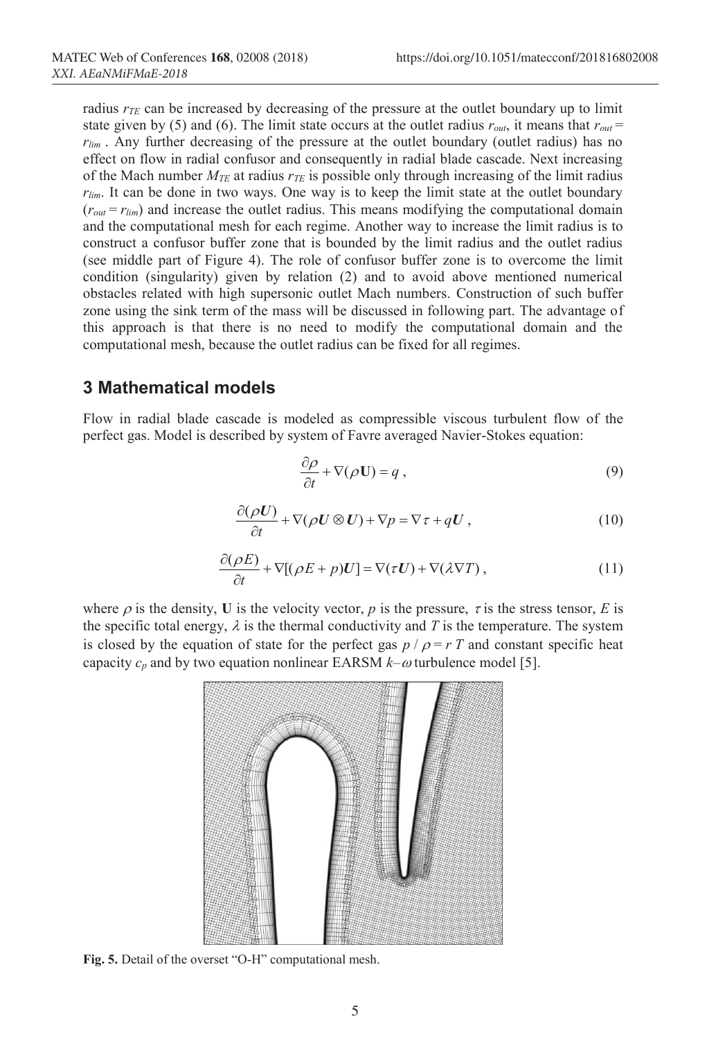radius $r_{TE}$ can be increased by decreasing of the pressure at the outlet boundary up to limit state given by (5) and (6). The limit state occurs at the outlet radius $r_{out}$, it means that $r_{out} = r_{lim}$ . Any further decreasing of the pressure at the outlet boundary (outlet radius) has no effect on flow in radial confusor and consequently in radial blade cascade. Next increasing of the Mach number $M_{TE}$ at radius $r_{TE}$ is possible only through increasing of the limit radius $r_{lim}$. It can be done in two ways. One way is to keep the limit state at the outlet boundary ($r_{out} = r_{lim}$) and increase the outlet radius. This means modifying the computational domain and the computational mesh for each regime. Another way to increase the limit radius is to construct a confusor buffer zone that is bounded by the limit radius and the outlet radius (see middle part of Figure 4). The role of confusor buffer zone is to overcome the limit condition (singularity) given by relation (2) and to avoid above mentioned numerical obstacles related with high supersonic outlet Mach numbers. Construction of such buffer zone using the sink term of the mass will be discussed in following part. The advantage of this approach is that there is no need to modify the computational domain and the computational mesh, because the outlet radius can be fixed for all regimes.

## 3 Mathematical models

Flow in radial blade cascade is modeled as compressible viscous turbulent flow of the perfect gas. Model is described by system of Favre averaged Navier-Stokes equation:

$$\frac{\partial \rho}{\partial t} + \nabla(\rho \mathbf{U}) = q \,, \tag{9}$$

$$\frac{\partial(\rho \boldsymbol{U})}{\partial t} + \nabla(\rho \boldsymbol{U} \otimes \boldsymbol{U}) + \nabla p = \nabla \tau + q\boldsymbol{U} \,, \tag{10}$$

$$\frac{\partial(\rho E)}{\partial t} + \nabla[(\rho E + p)\boldsymbol{U}] = \nabla(\tau \boldsymbol{U}) + \nabla(\lambda \nabla T) \,, \tag{11}$$

where $\rho$ is the density, $\mathbf{U}$ is the velocity vector, $p$ is the pressure, $\tau$ is the stress tensor, $E$ is the specific total energy, $\lambda$ is the thermal conductivity and $T$ is the temperature. The system is closed by the equation of state for the perfect gas $p / \rho = r\, T$ and constant specific heat capacity $c_p$ and by two equation nonlinear EARSM $k$–$\omega$ turbulence model [5].

**Fig. 5.** Detail of the overset "O-H" computational mesh.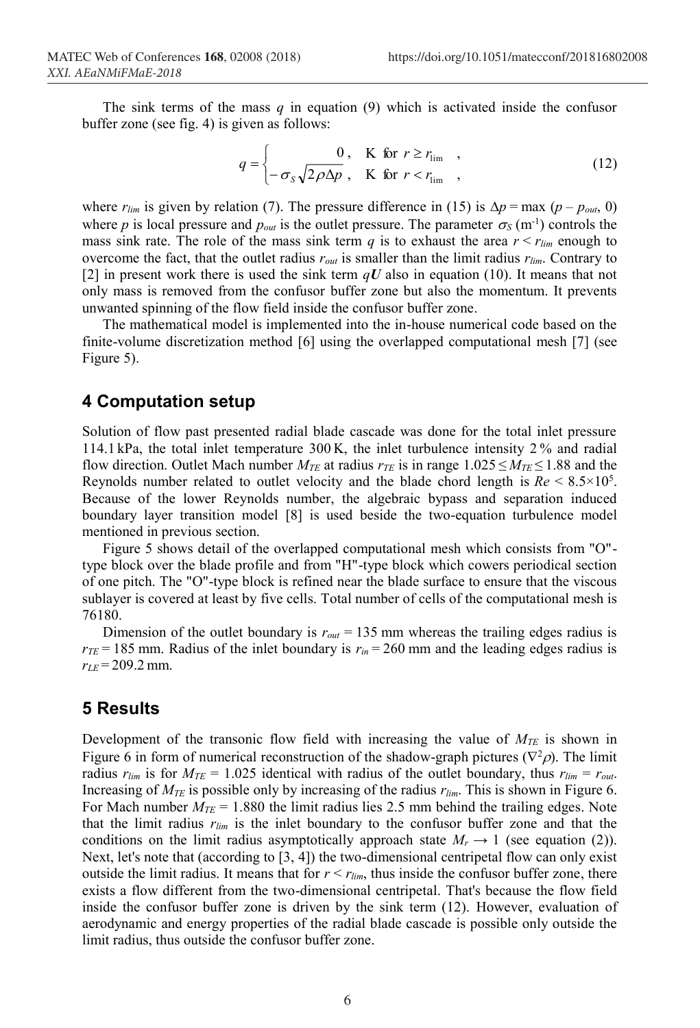The sink terms of the mass $q$ in equation (9) which is activated inside the confusor buffer zone (see fig. 4) is given as follows:

$$q = \begin{cases} 0\,, & \text{K for } r \geq r_{\lim} \quad, \\ -\sigma_S \sqrt{2\rho\Delta p}\,, & \text{K for } r < r_{\lim} \quad, \end{cases} \tag{12}$$

where $r_{lim}$ is given by relation (7). The pressure difference in (15) is $\Delta p = \max\,(p - p_{out}, 0)$ where $p$ is local pressure and $p_{out}$ is the outlet pressure. The parameter $\sigma_S$ ($\text{m}^{-1}$) controls the mass sink rate. The role of the mass sink term $q$ is to exhaust the area $r < r_{lim}$ enough to overcome the fact, that the outlet radius $r_{out}$ is smaller than the limit radius $r_{lim}$. Contrary to [2] in present work there is used the sink term $q\boldsymbol{U}$ also in equation (10). It means that not only mass is removed from the confusor buffer zone but also the momentum. It prevents unwanted spinning of the flow field inside the confusor buffer zone.

The mathematical model is implemented into the in-house numerical code based on the finite-volume discretization method [6] using the overlapped computational mesh [7] (see Figure 5).

## 4 Computation setup

Solution of flow past presented radial blade cascade was done for the total inlet pressure 114.1 kPa, the total inlet temperature 300 K, the inlet turbulence intensity 2 % and radial flow direction. Outlet Mach number $M_{TE}$ at radius $r_{TE}$ is in range $1.025 \leq M_{TE} \leq 1.88$ and the Reynolds number related to outlet velocity and the blade chord length is $Re < 8.5 \times 10^5$. Because of the lower Reynolds number, the algebraic bypass and separation induced boundary layer transition model [8] is used beside the two-equation turbulence model mentioned in previous section.

Figure 5 shows detail of the overlapped computational mesh which consists from "O"-type block over the blade profile and from "H"-type block which cowers periodical section of one pitch. The "O"-type block is refined near the blade surface to ensure that the viscous sublayer is covered at least by five cells. Total number of cells of the computational mesh is 76180.

Dimension of the outlet boundary is $r_{out} = 135$ mm whereas the trailing edges radius is $r_{TE} = 185$ mm. Radius of the inlet boundary is $r_{in} = 260$ mm and the leading edges radius is $r_{LE} = 209.2$ mm.

## 5 Results

Development of the transonic flow field with increasing the value of $M_{TE}$ is shown in Figure 6 in form of numerical reconstruction of the shadow-graph pictures ($\nabla^2\rho$). The limit radius $r_{lim}$ is for $M_{TE} = 1.025$ identical with radius of the outlet boundary, thus $r_{lim} = r_{out}$. Increasing of $M_{TE}$ is possible only by increasing of the radius $r_{lim}$. This is shown in Figure 6. For Mach number $M_{TE} = 1.880$ the limit radius lies 2.5 mm behind the trailing edges. Note that the limit radius $r_{lim}$ is the inlet boundary to the confusor buffer zone and that the conditions on the limit radius asymptotically approach state $M_r \to 1$ (see equation (2)). Next, let's note that (according to [3, 4]) the two-dimensional centripetal flow can only exist outside the limit radius. It means that for $r < r_{lim}$, thus inside the confusor buffer zone, there exists a flow different from the two-dimensional centripetal. That's because the flow field inside the confusor buffer zone is driven by the sink term (12). However, evaluation of aerodynamic and energy properties of the radial blade cascade is possible only outside the limit radius, thus outside the confusor buffer zone.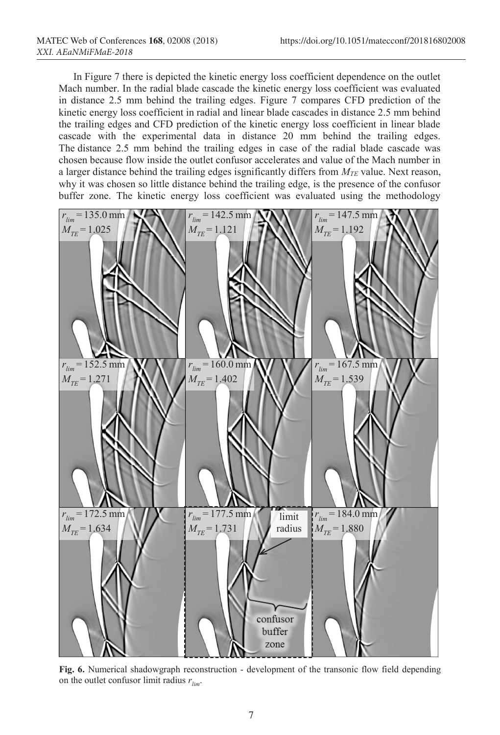In Figure 7 there is depicted the kinetic energy loss coefficient dependence on the outlet Mach number. In the radial blade cascade the kinetic energy loss coefficient was evaluated in distance 2.5 mm behind the trailing edges. Figure 7 compares CFD prediction of the kinetic energy loss coefficient in radial and linear blade cascades in distance 2.5 mm behind the trailing edges and CFD prediction of the kinetic energy loss coefficient in linear blade cascade with the experimental data in distance 20 mm behind the trailing edges. The distance 2.5 mm behind the trailing edges in case of the radial blade cascade was chosen because flow inside the outlet confusor accelerates and value of the Mach number in a larger distance behind the trailing edges isgnificantly differs from $M_{TE}$ value. Next reason, why it was chosen so little distance behind the trailing edge, is the presence of the confusor buffer zone. The kinetic energy loss coefficient was evaluated using the methodology

**Fig. 6.** Numerical shadowgraph reconstruction - development of the transonic flow field depending on the outlet confusor limit radius $r_{lim}$.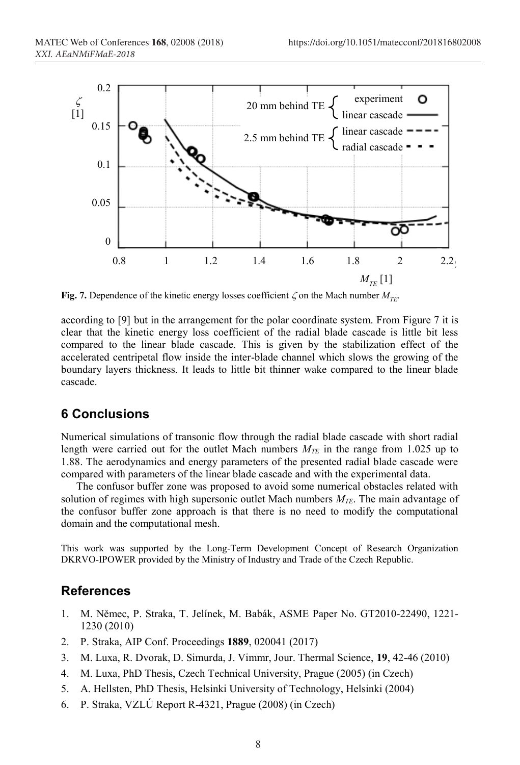**Fig. 7.** Dependence of the kinetic energy losses coefficient $\zeta$ on the Mach number $M_{TE}$.

according to [9] but in the arrangement for the polar coordinate system. From Figure 7 it is clear that the kinetic energy loss coefficient of the radial blade cascade is little bit less compared to the linear blade cascade. This is given by the stabilization effect of the accelerated centripetal flow inside the inter-blade channel which slows the growing of the boundary layers thickness. It leads to little bit thinner wake compared to the linear blade cascade.

## 6 Conclusions

Numerical simulations of transonic flow through the radial blade cascade with short radial length were carried out for the outlet Mach numbers $M_{TE}$ in the range from 1.025 up to 1.88. The aerodynamics and energy parameters of the presented radial blade cascade were compared with parameters of the linear blade cascade and with the experimental data.

The confusor buffer zone was proposed to avoid some numerical obstacles related with solution of regimes with high supersonic outlet Mach numbers $M_{TE}$. The main advantage of the confusor buffer zone approach is that there is no need to modify the computational domain and the computational mesh.

This work was supported by the Long-Term Development Concept of Research Organization DKRVO-IPOWER provided by the Ministry of Industry and Trade of the Czech Republic.

## References

1. M. Němec, P. Straka, T. Jelínek, M. Babák, ASME Paper No. GT2010-22490, 1221-1230 (2010)
2. P. Straka, AIP Conf. Proceedings **1889**, 020041 (2017)
3. M. Luxa, R. Dvorak, D. Simurda, J. Vimmr, Jour. Thermal Science, **19**, 42-46 (2010)
4. M. Luxa, PhD Thesis, Czech Technical University, Prague (2005) (in Czech)
5. A. Hellsten, PhD Thesis, Helsinki University of Technology, Helsinki (2004)
6. P. Straka, VZLÚ Report R-4321, Prague (2008) (in Czech)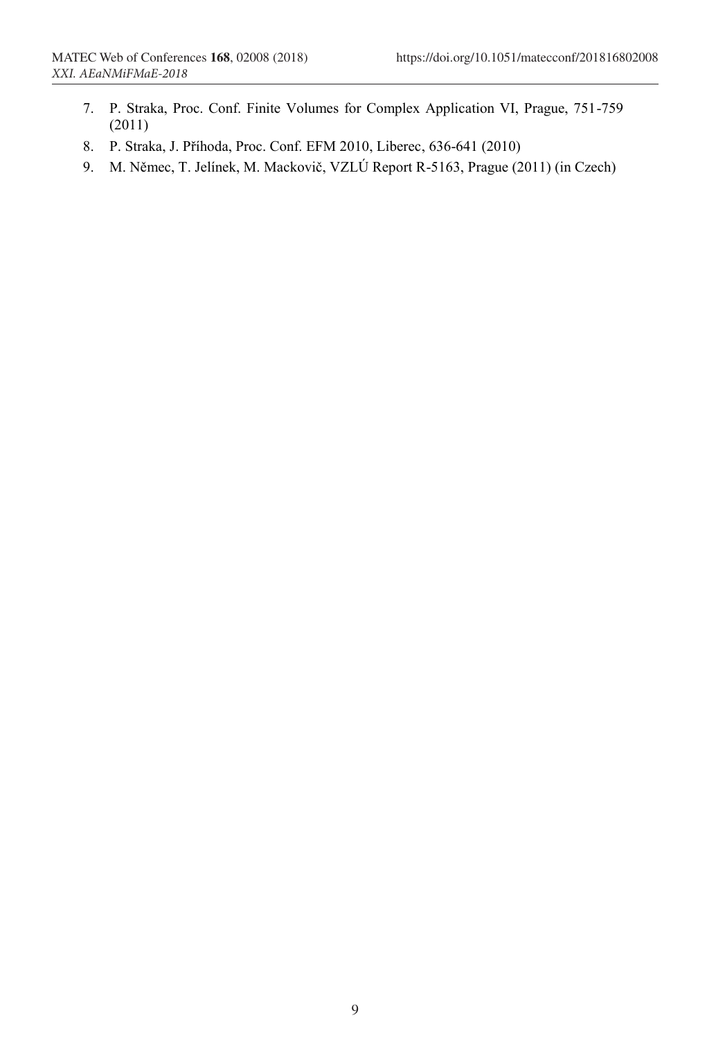7. P. Straka, Proc. Conf. Finite Volumes for Complex Application VI, Prague, 751-759 (2011)
8. P. Straka, J. Příhoda, Proc. Conf. EFM 2010, Liberec, 636-641 (2010)
9. M. Němec, T. Jelínek, M. Mackovič, VZLÚ Report R-5163, Prague (2011) (in Czech)